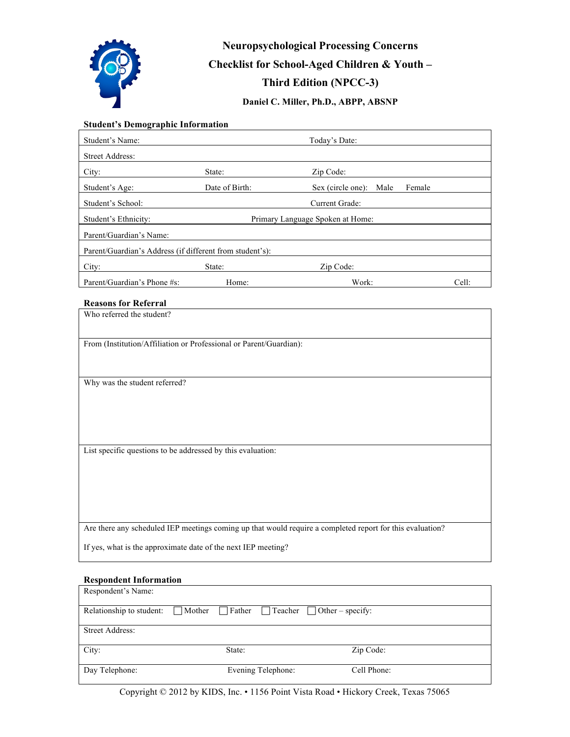# Neuropsychological Processing Concerns Checklist for School-Aged Children & Youth – Third Edition (NPCC-3)

**Daniel C. Miller, Ph.D., ABPP, ABSNP**

### Student's Demographic Information

| | | | |
|---|---|---|---|
| Student's Name: | | Today's Date: | |
| Street Address: | | | |
| City: | State: | Zip Code: | |
| Student's Age: | Date of Birth: | Sex (circle one): Male Female | |
| Student's School: | | Current Grade: | |
| Student's Ethnicity: | Primary Language Spoken at Home: | | |
| Parent/Guardian's Name: | | | |
| Parent/Guardian's Address (if different from student's): | | | |
| City: | State: | Zip Code: | |
| Parent/Guardian's Phone #s: | Home: | Work: | Cell: |

### Reasons for Referral

Who referred the student?

From (Institution/Affiliation or Professional or Parent/Guardian):

Why was the student referred?

List specific questions to be addressed by this evaluation:

Are there any scheduled IEP meetings coming up that would require a completed report for this evaluation?

If yes, what is the approximate date of the next IEP meeting?

### Respondent Information

| | | |
|---|---|---|
| Respondent's Name: | | |
| Relationship to student: ☐ Mother ☐ Father ☐ Teacher ☐ Other – specify: | | |
| Street Address: | | |
| City: | State: | Zip Code: |
| Day Telephone: | Evening Telephone: | Cell Phone: |

Copyright © 2012 by KIDS, Inc. • 1156 Point Vista Road • Hickory Creek, Texas 75065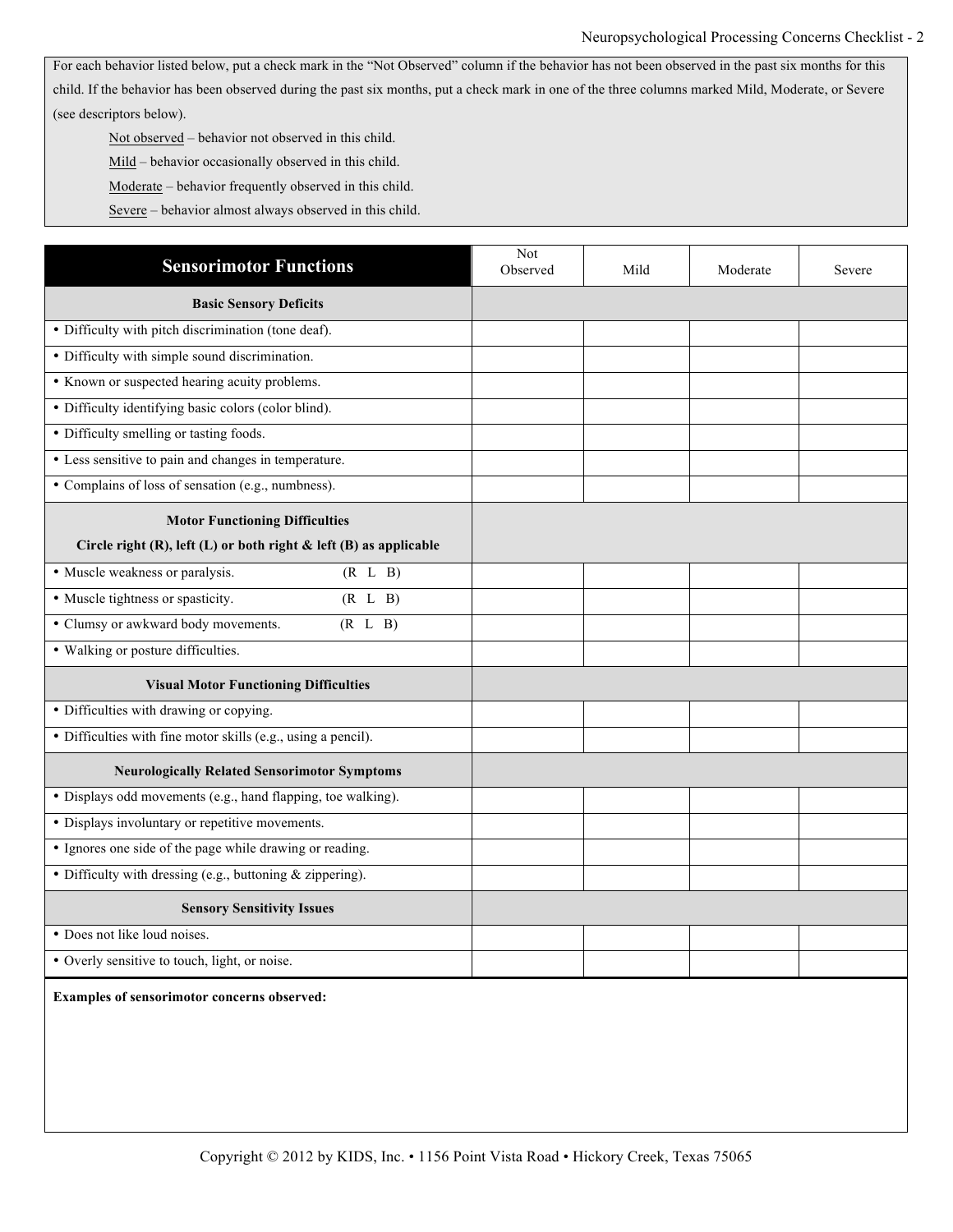For each behavior listed below, put a check mark in the "Not Observed" column if the behavior has not been observed in the past six months for this child. If the behavior has been observed during the past six months, put a check mark in one of the three columns marked Mild, Moderate, or Severe (see descriptors below).

Not observed – behavior not observed in this child.

Mild – behavior occasionally observed in this child.

Moderate – behavior frequently observed in this child.

Severe – behavior almost always observed in this child.

| **Sensorimotor Functions** | Not Observed | Mild | Moderate | Severe |
|---|---|---|---|---|
| **Basic Sensory Deficits** | | | | |
| • Difficulty with pitch discrimination (tone deaf). | | | | |
| • Difficulty with simple sound discrimination. | | | | |
| • Known or suspected hearing acuity problems. | | | | |
| • Difficulty identifying basic colors (color blind). | | | | |
| • Difficulty smelling or tasting foods. | | | | |
| • Less sensitive to pain and changes in temperature. | | | | |
| • Complains of loss of sensation (e.g., numbness). | | | | |
| **Motor Functioning Difficulties** **Circle right (R), left (L) or both right & left (B) as applicable** | | | | |
| • Muscle weakness or paralysis. (R L B) | | | | |
| • Muscle tightness or spasticity. (R L B) | | | | |
| • Clumsy or awkward body movements. (R L B) | | | | |
| • Walking or posture difficulties. | | | | |
| **Visual Motor Functioning Difficulties** | | | | |
| • Difficulties with drawing or copying. | | | | |
| • Difficulties with fine motor skills (e.g., using a pencil). | | | | |
| **Neurologically Related Sensorimotor Symptoms** | | | | |
| • Displays odd movements (e.g., hand flapping, toe walking). | | | | |
| • Displays involuntary or repetitive movements. | | | | |
| • Ignores one side of the page while drawing or reading. | | | | |
| • Difficulty with dressing (e.g., buttoning & zippering). | | | | |
| **Sensory Sensitivity Issues** | | | | |
| • Does not like loud noises. | | | | |
| • Overly sensitive to touch, light, or noise. | | | | |

**Examples of sensorimotor concerns observed:**

Copyright © 2012 by KIDS, Inc. • 1156 Point Vista Road • Hickory Creek, Texas 75065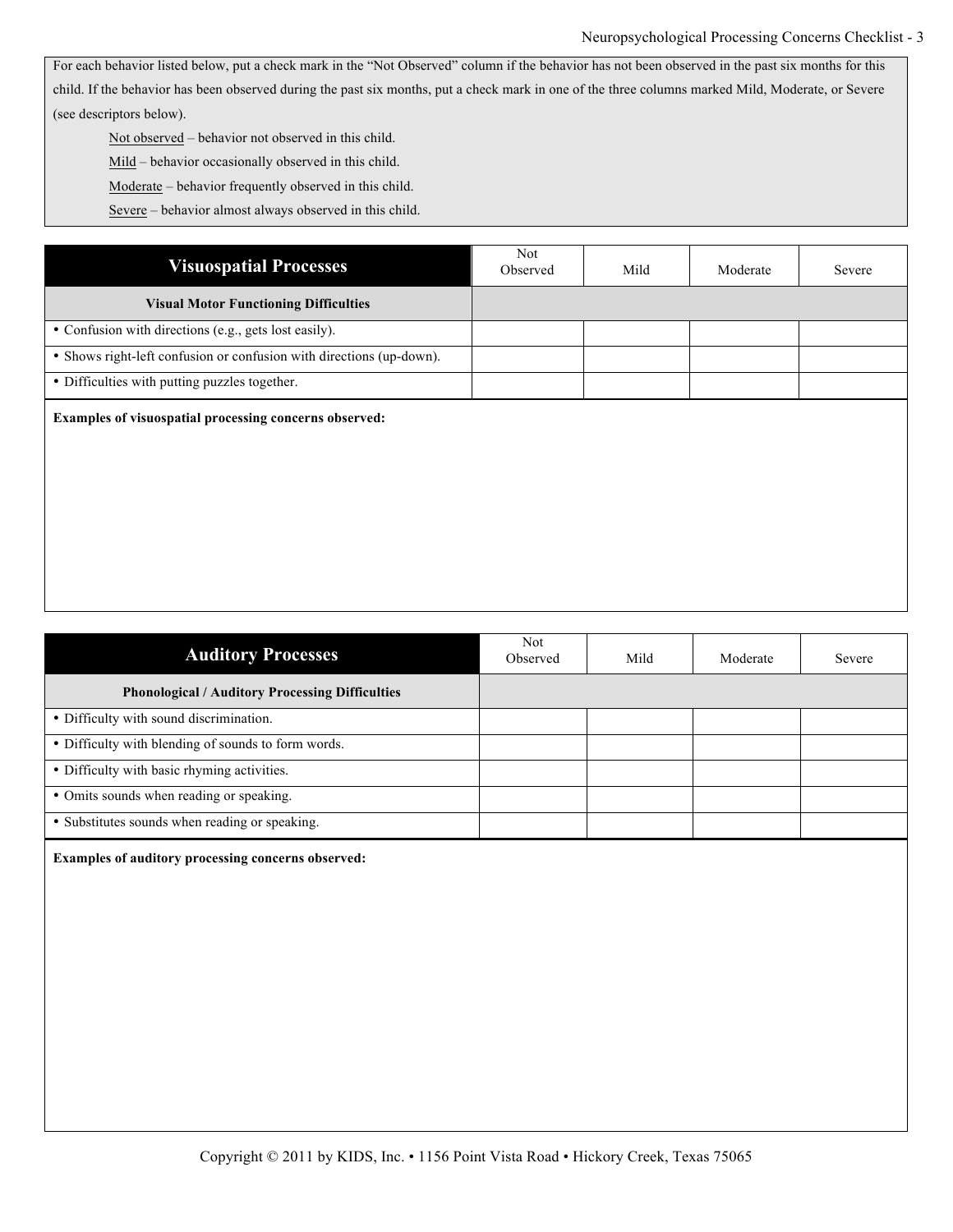For each behavior listed below, put a check mark in the "Not Observed" column if the behavior has not been observed in the past six months for this child. If the behavior has been observed during the past six months, put a check mark in one of the three columns marked Mild, Moderate, or Severe (see descriptors below).

Not observed – behavior not observed in this child.

Mild – behavior occasionally observed in this child.

Moderate – behavior frequently observed in this child.

Severe – behavior almost always observed in this child.

| **Visuospatial Processes** | Not Observed | Mild | Moderate | Severe |
|---|---|---|---|---|
| **Visual Motor Functioning Difficulties** | | | | |
| • Confusion with directions (e.g., gets lost easily). | | | | |
| • Shows right-left confusion or confusion with directions (up-down). | | | | |
| • Difficulties with putting puzzles together. | | | | |

**Examples of visuospatial processing concerns observed:**

| **Auditory Processes** | Not Observed | Mild | Moderate | Severe |
|---|---|---|---|---|
| **Phonological / Auditory Processing Difficulties** | | | | |
| • Difficulty with sound discrimination. | | | | |
| • Difficulty with blending of sounds to form words. | | | | |
| • Difficulty with basic rhyming activities. | | | | |
| • Omits sounds when reading or speaking. | | | | |
| • Substitutes sounds when reading or speaking. | | | | |

**Examples of auditory processing concerns observed:**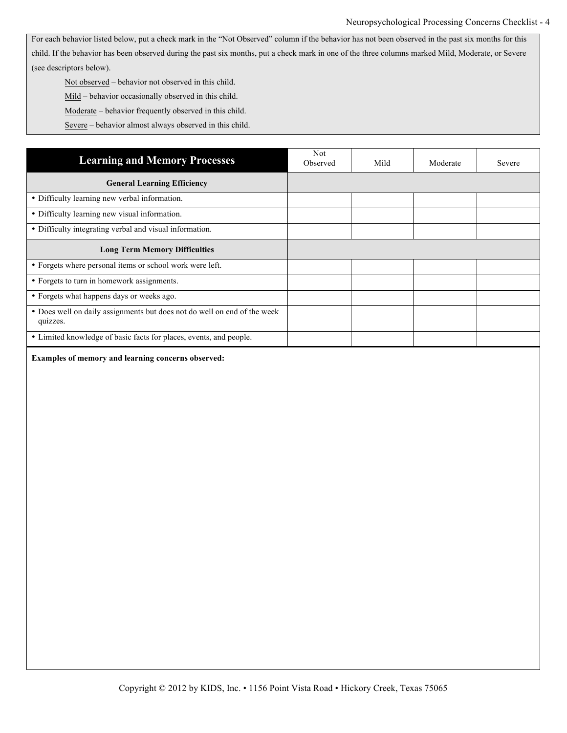For each behavior listed below, put a check mark in the "Not Observed" column if the behavior has not been observed in the past six months for this child. If the behavior has been observed during the past six months, put a check mark in one of the three columns marked Mild, Moderate, or Severe (see descriptors below).

Not observed – behavior not observed in this child.

Mild – behavior occasionally observed in this child.

Moderate – behavior frequently observed in this child.

Severe – behavior almost always observed in this child.

| Learning and Memory Processes | Not Observed | Mild | Moderate | Severe |
|---|---|---|---|---|
| **General Learning Efficiency** | | | | |
| • Difficulty learning new verbal information. | | | | |
| • Difficulty learning new visual information. | | | | |
| • Difficulty integrating verbal and visual information. | | | | |
| **Long Term Memory Difficulties** | | | | |
| • Forgets where personal items or school work were left. | | | | |
| • Forgets to turn in homework assignments. | | | | |
| • Forgets what happens days or weeks ago. | | | | |
| • Does well on daily assignments but does not do well on end of the week quizzes. | | | | |
| • Limited knowledge of basic facts for places, events, and people. | | | | |

**Examples of memory and learning concerns observed:**

Copyright © 2012 by KIDS, Inc. • 1156 Point Vista Road • Hickory Creek, Texas 75065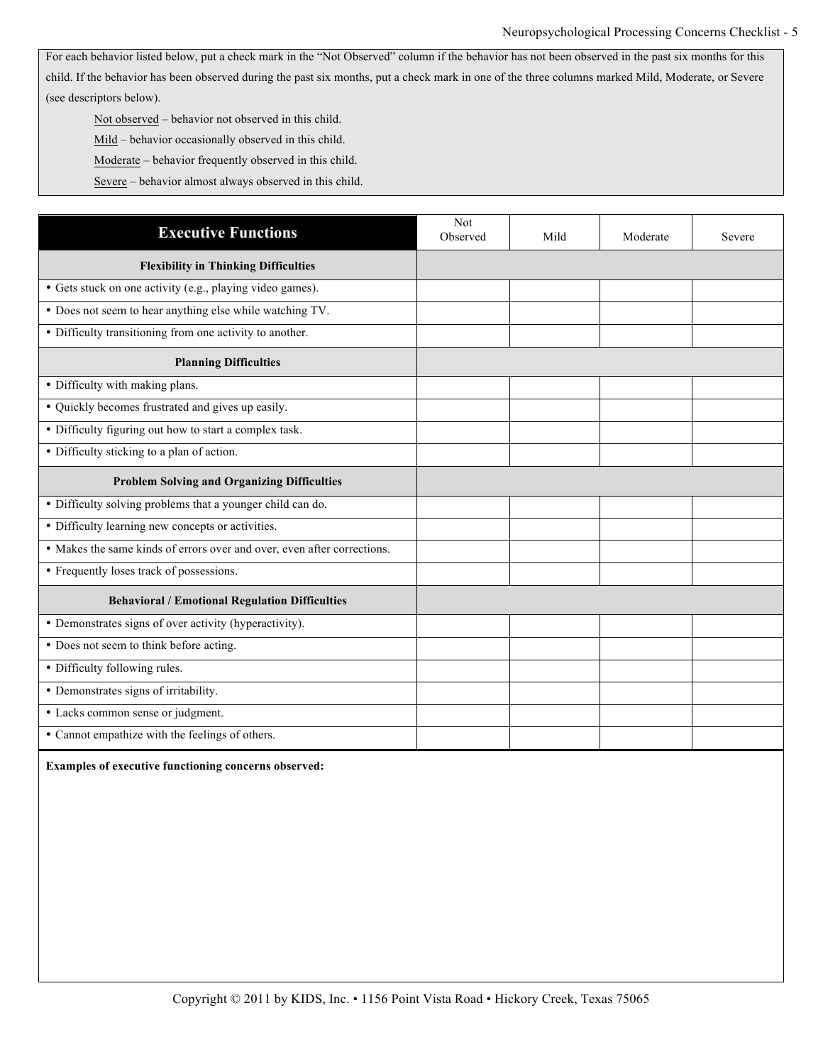For each behavior listed below, put a check mark in the "Not Observed" column if the behavior has not been observed in the past six months for this child. If the behavior has been observed during the past six months, put a check mark in one of the three columns marked Mild, Moderate, or Severe (see descriptors below).

Not observed – behavior not observed in this child.

Mild – behavior occasionally observed in this child.

Moderate – behavior frequently observed in this child.

Severe – behavior almost always observed in this child.

| **Executive Functions** | Not Observed | Mild | Moderate | Severe |
|---|---|---|---|---|
| **Flexibility in Thinking Difficulties** | | | | |
| • Gets stuck on one activity (e.g., playing video games). | | | | |
| • Does not seem to hear anything else while watching TV. | | | | |
| • Difficulty transitioning from one activity to another. | | | | |
| **Planning Difficulties** | | | | |
| • Difficulty with making plans. | | | | |
| • Quickly becomes frustrated and gives up easily. | | | | |
| • Difficulty figuring out how to start a complex task. | | | | |
| • Difficulty sticking to a plan of action. | | | | |
| **Problem Solving and Organizing Difficulties** | | | | |
| • Difficulty solving problems that a younger child can do. | | | | |
| • Difficulty learning new concepts or activities. | | | | |
| • Makes the same kinds of errors over and over, even after corrections. | | | | |
| • Frequently loses track of possessions. | | | | |
| **Behavioral / Emotional Regulation Difficulties** | | | | |
| • Demonstrates signs of over activity (hyperactivity). | | | | |
| • Does not seem to think before acting. | | | | |
| • Difficulty following rules. | | | | |
| • Demonstrates signs of irritability. | | | | |
| • Lacks common sense or judgment. | | | | |
| • Cannot empathize with the feelings of others. | | | | |

**Examples of executive functioning concerns observed:**

Copyright © 2011 by KIDS, Inc. • 1156 Point Vista Road • Hickory Creek, Texas 75065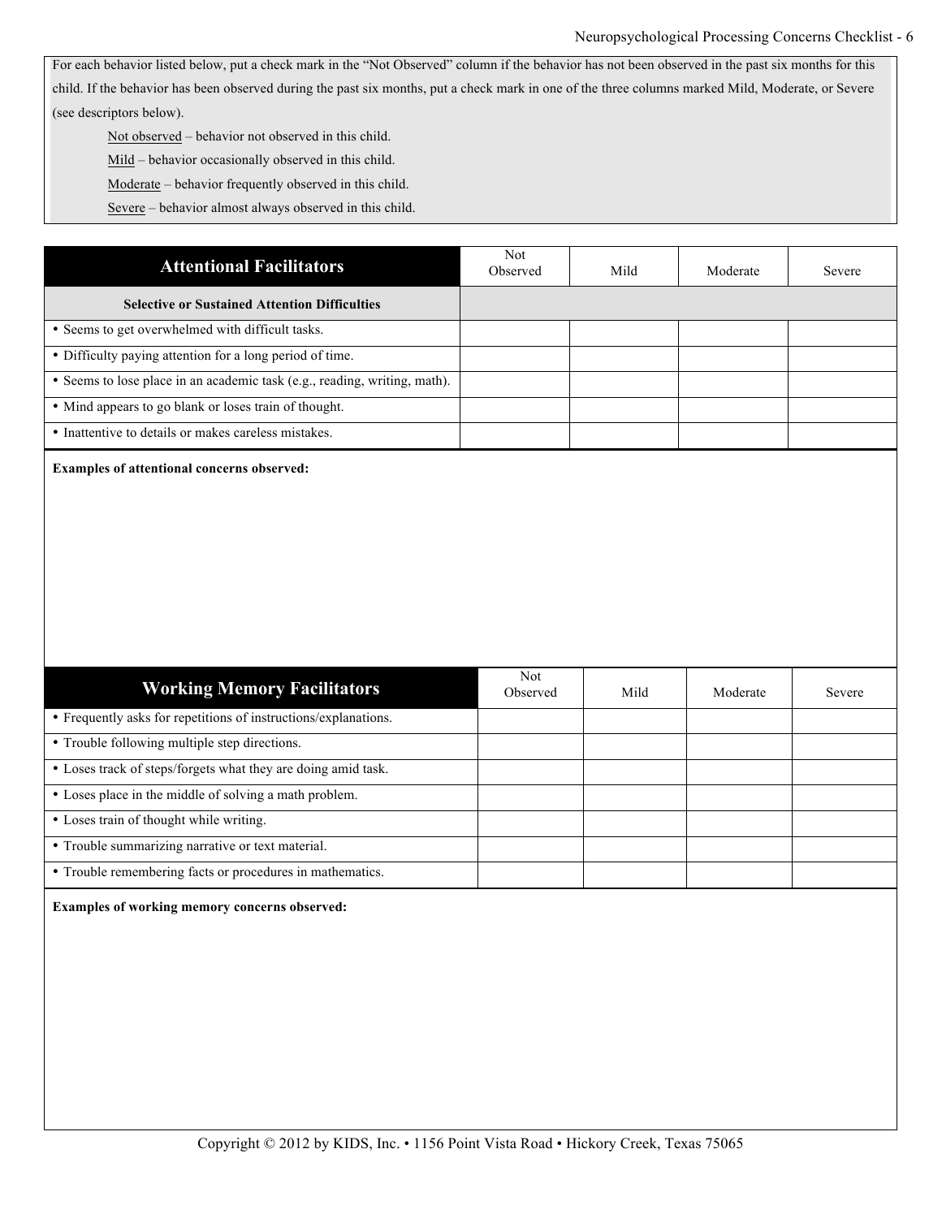For each behavior listed below, put a check mark in the “Not Observed” column if the behavior has not been observed in the past six months for this child. If the behavior has been observed during the past six months, put a check mark in one of the three columns marked Mild, Moderate, or Severe (see descriptors below).

- Not observed – behavior not observed in this child.
- Mild – behavior occasionally observed in this child.
- Moderate – behavior frequently observed in this child.
- Severe – behavior almost always observed in this child.

| **Attentional Facilitators** | Not Observed | Mild | Moderate | Severe |
|---|---|---|---|---|
| **Selective or Sustained Attention Difficulties** | | | | |
| • Seems to get overwhelmed with difficult tasks. | | | | |
| • Difficulty paying attention for a long period of time. | | | | |
| • Seems to lose place in an academic task (e.g., reading, writing, math). | | | | |
| • Mind appears to go blank or loses train of thought. | | | | |
| • Inattentive to details or makes careless mistakes. | | | | |

**Examples of attentional concerns observed:**

| **Working Memory Facilitators** | Not Observed | Mild | Moderate | Severe |
|---|---|---|---|---|
| • Frequently asks for repetitions of instructions/explanations. | | | | |
| • Trouble following multiple step directions. | | | | |
| • Loses track of steps/forgets what they are doing amid task. | | | | |
| • Loses place in the middle of solving a math problem. | | | | |
| • Loses train of thought while writing. | | | | |
| • Trouble summarizing narrative or text material. | | | | |
| • Trouble remembering facts or procedures in mathematics. | | | | |

**Examples of working memory concerns observed:**

Copyright © 2012 by KIDS, Inc. • 1156 Point Vista Road • Hickory Creek, Texas 75065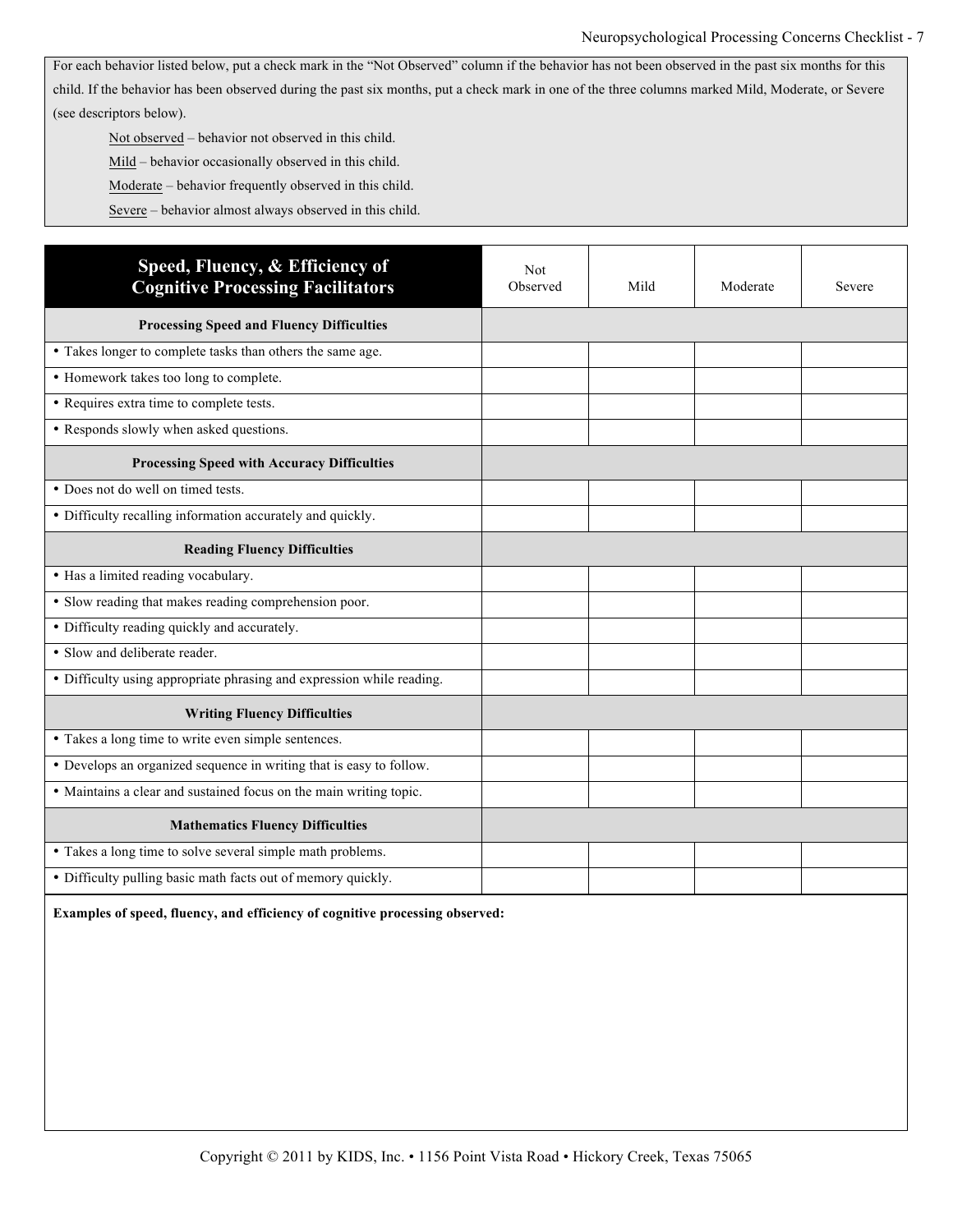For each behavior listed below, put a check mark in the “Not Observed” column if the behavior has not been observed in the past six months for this child. If the behavior has been observed during the past six months, put a check mark in one of the three columns marked Mild, Moderate, or Severe (see descriptors below).

Not observed – behavior not observed in this child.

Mild – behavior occasionally observed in this child.

Moderate – behavior frequently observed in this child.

Severe – behavior almost always observed in this child.

| **Speed, Fluency, & Efficiency of Cognitive Processing Facilitators** | Not Observed | Mild | Moderate | Severe |
|---|---|---|---|---|
| **Processing Speed and Fluency Difficulties** | | | | |
| • Takes longer to complete tasks than others the same age. | | | | |
| • Homework takes too long to complete. | | | | |
| • Requires extra time to complete tests. | | | | |
| • Responds slowly when asked questions. | | | | |
| **Processing Speed with Accuracy Difficulties** | | | | |
| • Does not do well on timed tests. | | | | |
| • Difficulty recalling information accurately and quickly. | | | | |
| **Reading Fluency Difficulties** | | | | |
| • Has a limited reading vocabulary. | | | | |
| • Slow reading that makes reading comprehension poor. | | | | |
| • Difficulty reading quickly and accurately. | | | | |
| • Slow and deliberate reader. | | | | |
| • Difficulty using appropriate phrasing and expression while reading. | | | | |
| **Writing Fluency Difficulties** | | | | |
| • Takes a long time to write even simple sentences. | | | | |
| • Develops an organized sequence in writing that is easy to follow. | | | | |
| • Maintains a clear and sustained focus on the main writing topic. | | | | |
| **Mathematics Fluency Difficulties** | | | | |
| • Takes a long time to solve several simple math problems. | | | | |
| • Difficulty pulling basic math facts out of memory quickly. | | | | |

**Examples of speed, fluency, and efficiency of cognitive processing observed:**

Copyright © 2011 by KIDS, Inc. • 1156 Point Vista Road • Hickory Creek, Texas 75065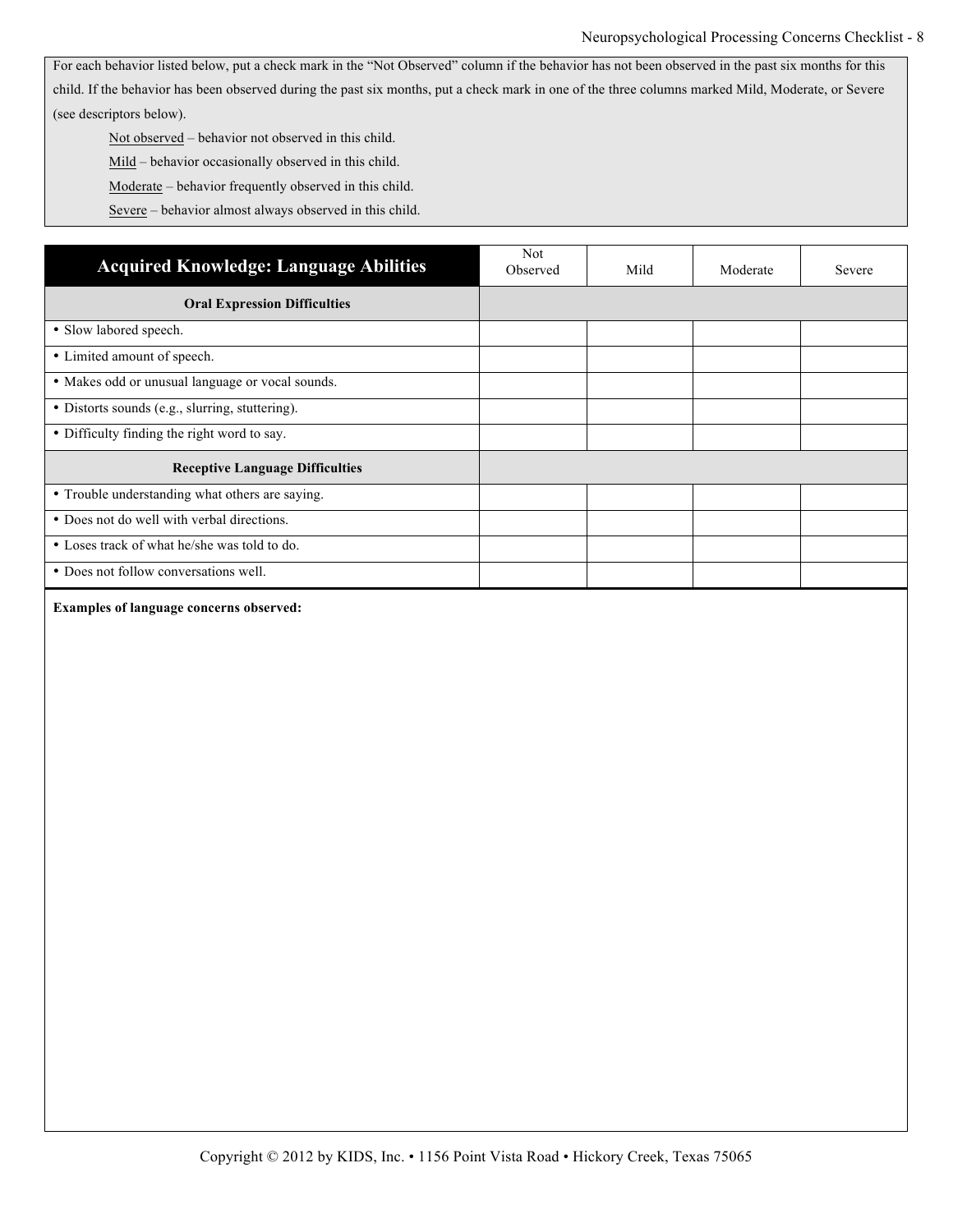For each behavior listed below, put a check mark in the "Not Observed" column if the behavior has not been observed in the past six months for this child. If the behavior has been observed during the past six months, put a check mark in one of the three columns marked Mild, Moderate, or Severe (see descriptors below).

Not observed – behavior not observed in this child.

Mild – behavior occasionally observed in this child.

Moderate – behavior frequently observed in this child.

Severe – behavior almost always observed in this child.

| **Acquired Knowledge: Language Abilities** | Not Observed | Mild | Moderate | Severe |
|---|---|---|---|---|
| **Oral Expression Difficulties** | | | | |
| • Slow labored speech. | | | | |
| • Limited amount of speech. | | | | |
| • Makes odd or unusual language or vocal sounds. | | | | |
| • Distorts sounds (e.g., slurring, stuttering). | | | | |
| • Difficulty finding the right word to say. | | | | |
| **Receptive Language Difficulties** | | | | |
| • Trouble understanding what others are saying. | | | | |
| • Does not do well with verbal directions. | | | | |
| • Loses track of what he/she was told to do. | | | | |
| • Does not follow conversations well. | | | | |

**Examples of language concerns observed:**

Copyright © 2012 by KIDS, Inc. • 1156 Point Vista Road • Hickory Creek, Texas 75065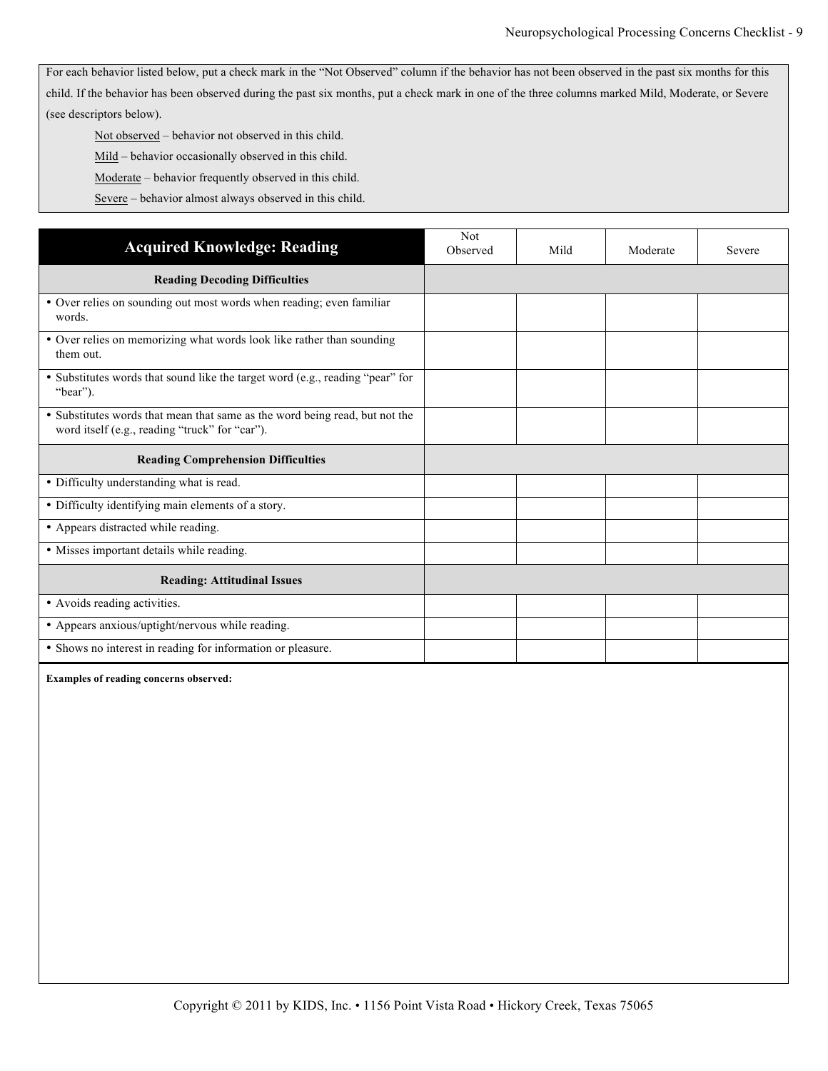For each behavior listed below, put a check mark in the "Not Observed" column if the behavior has not been observed in the past six months for this child. If the behavior has been observed during the past six months, put a check mark in one of the three columns marked Mild, Moderate, or Severe (see descriptors below).

Not observed – behavior not observed in this child.

Mild – behavior occasionally observed in this child.

Moderate – behavior frequently observed in this child.

Severe – behavior almost always observed in this child.

| **Acquired Knowledge: Reading** | Not Observed | Mild | Moderate | Severe |
|---|---|---|---|---|
| **Reading Decoding Difficulties** | | | | |
| • Over relies on sounding out most words when reading; even familiar words. | | | | |
| • Over relies on memorizing what words look like rather than sounding them out. | | | | |
| • Substitutes words that sound like the target word (e.g., reading "pear" for "bear"). | | | | |
| • Substitutes words that mean that same as the word being read, but not the word itself (e.g., reading "truck" for "car"). | | | | |
| **Reading Comprehension Difficulties** | | | | |
| • Difficulty understanding what is read. | | | | |
| • Difficulty identifying main elements of a story. | | | | |
| • Appears distracted while reading. | | | | |
| • Misses important details while reading. | | | | |
| **Reading: Attitudinal Issues** | | | | |
| • Avoids reading activities. | | | | |
| • Appears anxious/uptight/nervous while reading. | | | | |
| • Shows no interest in reading for information or pleasure. | | | | |

**Examples of reading concerns observed:**

Copyright © 2011 by KIDS, Inc. • 1156 Point Vista Road • Hickory Creek, Texas 75065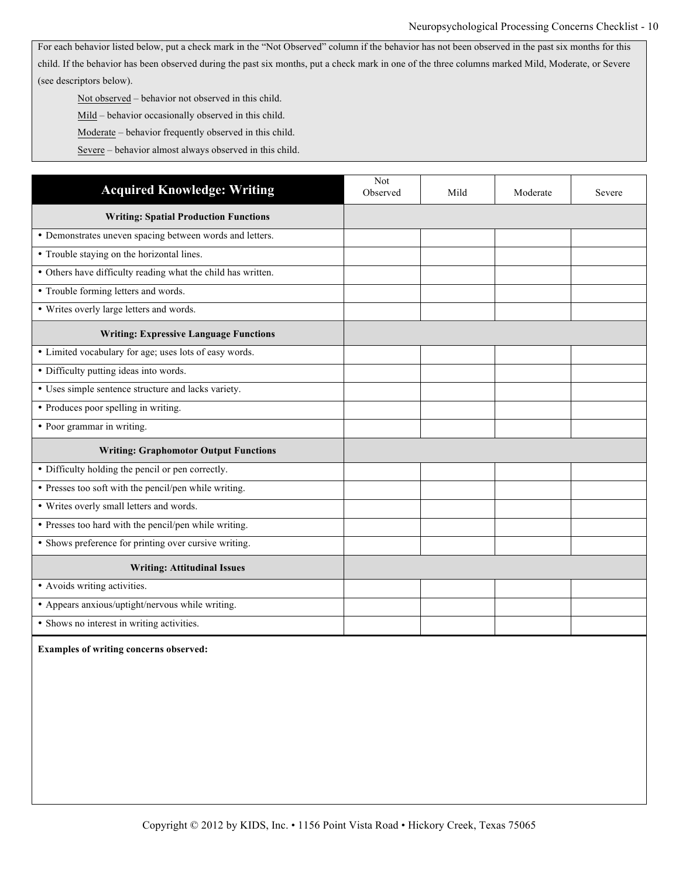For each behavior listed below, put a check mark in the "Not Observed" column if the behavior has not been observed in the past six months for this child. If the behavior has been observed during the past six months, put a check mark in one of the three columns marked Mild, Moderate, or Severe (see descriptors below).

Not observed – behavior not observed in this child.

Mild – behavior occasionally observed in this child.

Moderate – behavior frequently observed in this child.

Severe – behavior almost always observed in this child.

| **Acquired Knowledge: Writing** | Not Observed | Mild | Moderate | Severe |
|---|---|---|---|---|
| **Writing: Spatial Production Functions** | | | | |
| • Demonstrates uneven spacing between words and letters. | | | | |
| • Trouble staying on the horizontal lines. | | | | |
| • Others have difficulty reading what the child has written. | | | | |
| • Trouble forming letters and words. | | | | |
| • Writes overly large letters and words. | | | | |
| **Writing: Expressive Language Functions** | | | | |
| • Limited vocabulary for age; uses lots of easy words. | | | | |
| • Difficulty putting ideas into words. | | | | |
| • Uses simple sentence structure and lacks variety. | | | | |
| • Produces poor spelling in writing. | | | | |
| • Poor grammar in writing. | | | | |
| **Writing: Graphomotor Output Functions** | | | | |
| • Difficulty holding the pencil or pen correctly. | | | | |
| • Presses too soft with the pencil/pen while writing. | | | | |
| • Writes overly small letters and words. | | | | |
| • Presses too hard with the pencil/pen while writing. | | | | |
| • Shows preference for printing over cursive writing. | | | | |
| **Writing: Attitudinal Issues** | | | | |
| • Avoids writing activities. | | | | |
| • Appears anxious/uptight/nervous while writing. | | | | |
| • Shows no interest in writing activities. | | | | |

**Examples of writing concerns observed:**

Copyright © 2012 by KIDS, Inc. • 1156 Point Vista Road • Hickory Creek, Texas 75065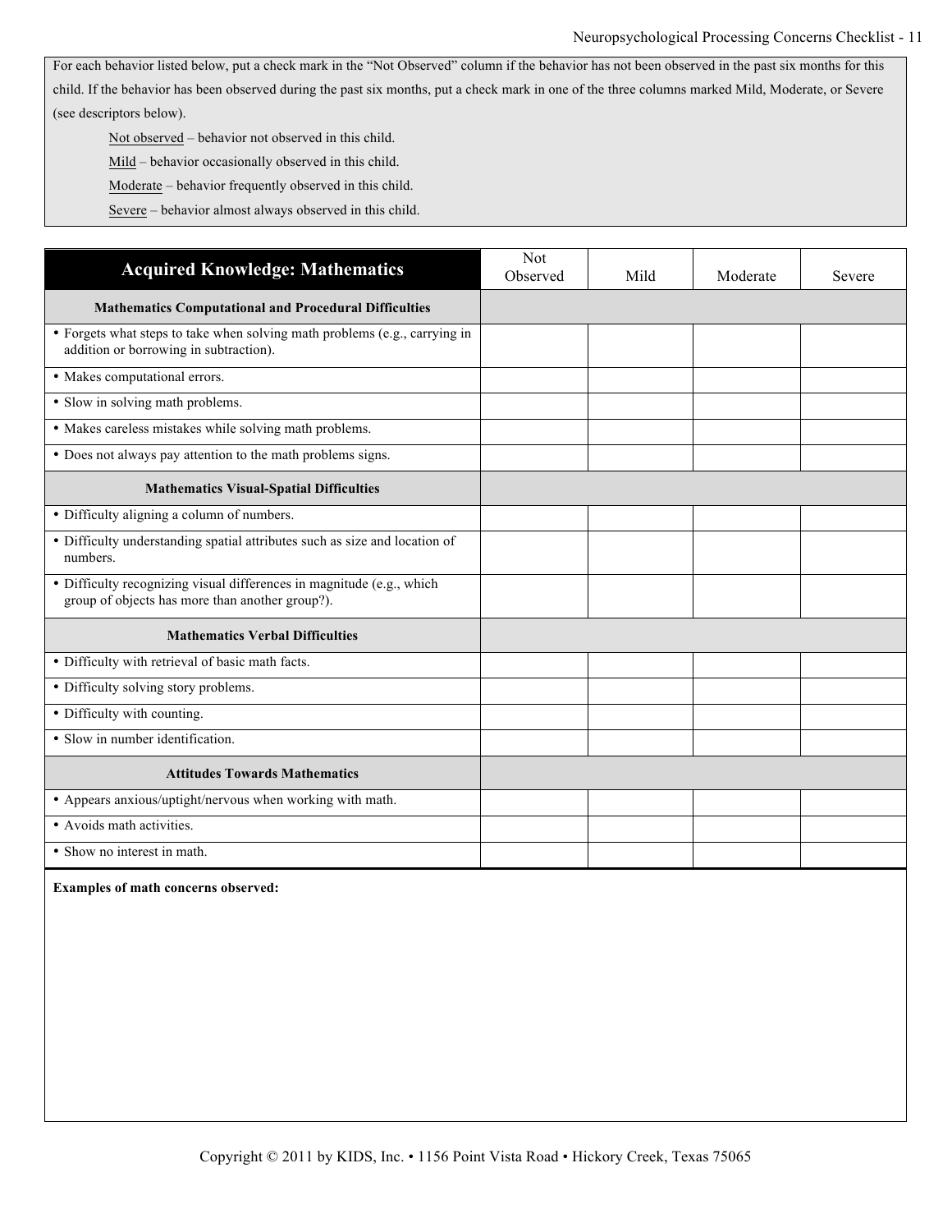For each behavior listed below, put a check mark in the "Not Observed" column if the behavior has not been observed in the past six months for this child. If the behavior has been observed during the past six months, put a check mark in one of the three columns marked Mild, Moderate, or Severe (see descriptors below).

- Not observed – behavior not observed in this child.
- Mild – behavior occasionally observed in this child.
- Moderate – behavior frequently observed in this child.
- Severe – behavior almost always observed in this child.

| **Acquired Knowledge: Mathematics** | Not Observed | Mild | Moderate | Severe |
|---|---|---|---|---|
| **Mathematics Computational and Procedural Difficulties** | | | | |
| • Forgets what steps to take when solving math problems (e.g., carrying in addition or borrowing in subtraction). | | | | |
| • Makes computational errors. | | | | |
| • Slow in solving math problems. | | | | |
| • Makes careless mistakes while solving math problems. | | | | |
| • Does not always pay attention to the math problems signs. | | | | |
| **Mathematics Visual-Spatial Difficulties** | | | | |
| • Difficulty aligning a column of numbers. | | | | |
| • Difficulty understanding spatial attributes such as size and location of numbers. | | | | |
| • Difficulty recognizing visual differences in magnitude (e.g., which group of objects has more than another group?). | | | | |
| **Mathematics Verbal Difficulties** | | | | |
| • Difficulty with retrieval of basic math facts. | | | | |
| • Difficulty solving story problems. | | | | |
| • Difficulty with counting. | | | | |
| • Slow in number identification. | | | | |
| **Attitudes Towards Mathematics** | | | | |
| • Appears anxious/uptight/nervous when working with math. | | | | |
| • Avoids math activities. | | | | |
| • Show no interest in math. | | | | |

**Examples of math concerns observed:**

Copyright © 2011 by KIDS, Inc. • 1156 Point Vista Road • Hickory Creek, Texas 75065